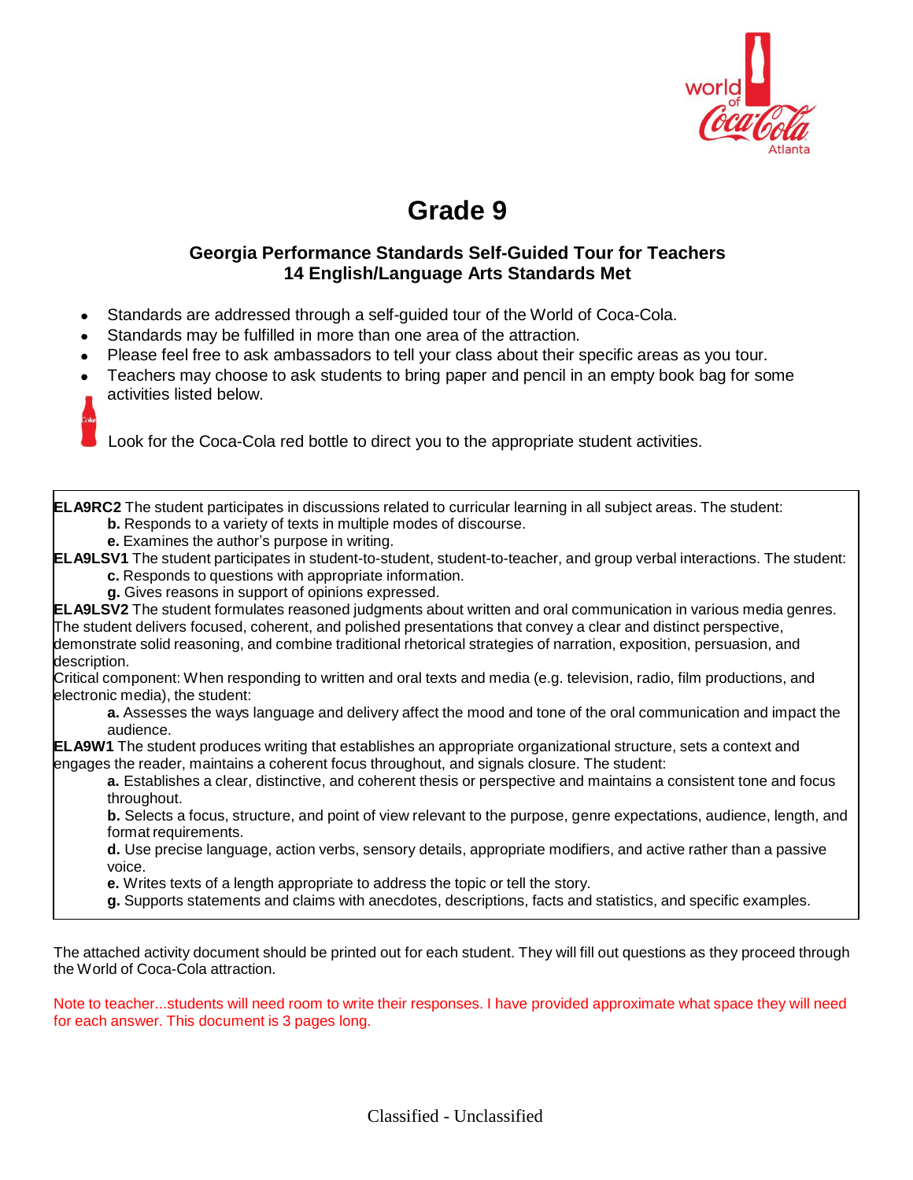# Grade 9

### Georgia Performance Standards Self-Guided Tour for Teachers
### 14 English/Language Arts Standards Met

- Standards are addressed through a self-guided tour of the World of Coca-Cola.
- Standards may be fulfilled in more than one area of the attraction.
- Please feel free to ask ambassadors to tell your class about their specific areas as you tour.
- Teachers may choose to ask students to bring paper and pencil in an empty book bag for some activities listed below.

Look for the Coca-Cola red bottle to direct you to the appropriate student activities.

**ELA9RC2** The student participates in discussions related to curricular learning in all subject areas. The student:

- **b.** Responds to a variety of texts in multiple modes of discourse.
- **e.** Examines the author's purpose in writing.

**ELA9LSV1** The student participates in student-to-student, student-to-teacher, and group verbal interactions. The student:

- **c.** Responds to questions with appropriate information.
- **g.** Gives reasons in support of opinions expressed.

**ELA9LSV2** The student formulates reasoned judgments about written and oral communication in various media genres. The student delivers focused, coherent, and polished presentations that convey a clear and distinct perspective, demonstrate solid reasoning, and combine traditional rhetorical strategies of narration, exposition, persuasion, and description.

Critical component: When responding to written and oral texts and media (e.g. television, radio, film productions, and electronic media), the student:

- **a.** Assesses the ways language and delivery affect the mood and tone of the oral communication and impact the audience.

**ELA9W1** The student produces writing that establishes an appropriate organizational structure, sets a context and engages the reader, maintains a coherent focus throughout, and signals closure. The student:

- **a.** Establishes a clear, distinctive, and coherent thesis or perspective and maintains a consistent tone and focus throughout.
- **b.** Selects a focus, structure, and point of view relevant to the purpose, genre expectations, audience, length, and format requirements.
- **d.** Use precise language, action verbs, sensory details, appropriate modifiers, and active rather than a passive voice.
- **e.** Writes texts of a length appropriate to address the topic or tell the story.
- **g.** Supports statements and claims with anecdotes, descriptions, facts and statistics, and specific examples.

The attached activity document should be printed out for each student. They will fill out questions as they proceed through the World of Coca-Cola attraction.

Note to teacher...students will need room to write their responses. I have provided approximate what space they will need for each answer. This document is 3 pages long.

Classified - Unclassified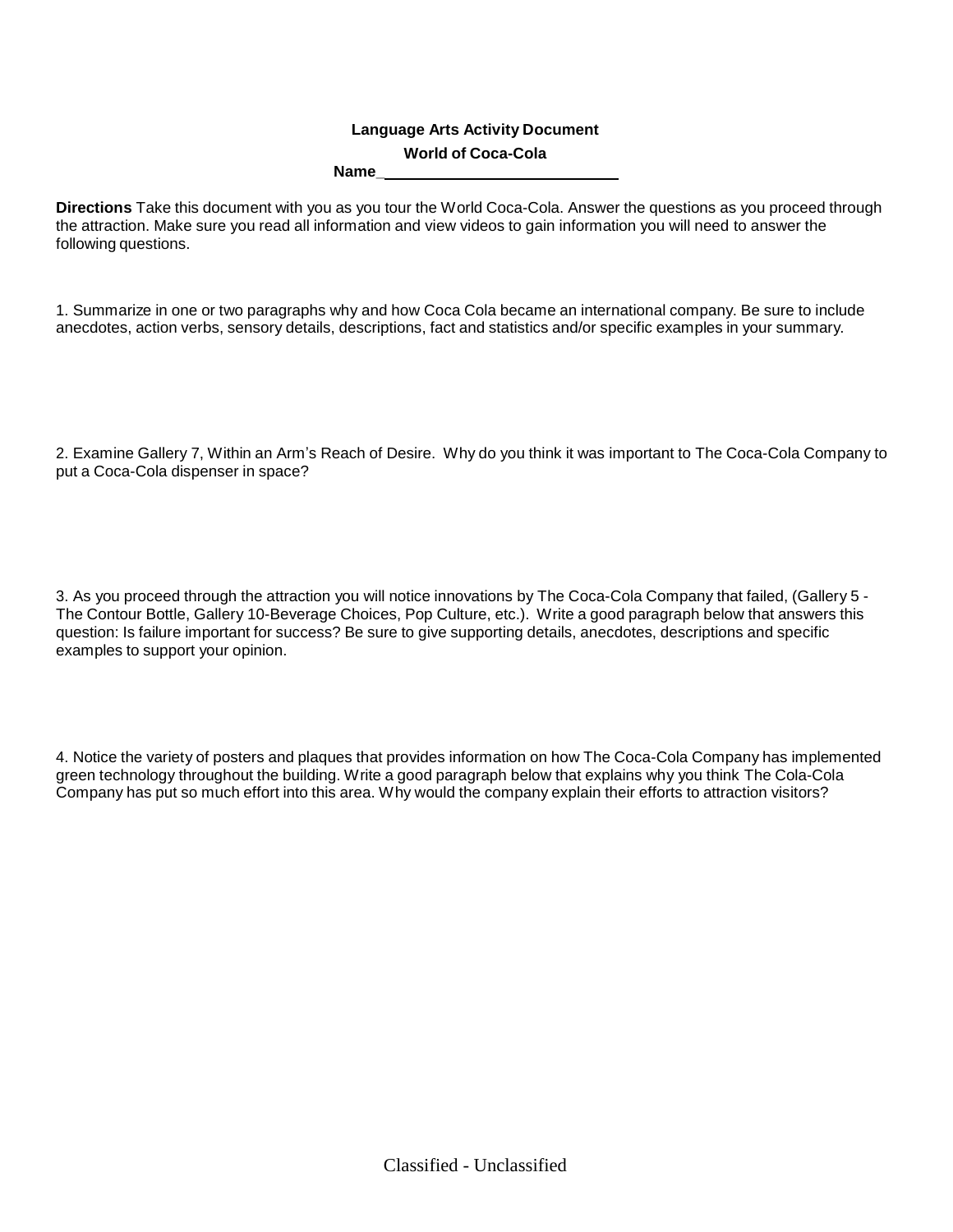**Language Arts Activity Document**

**World of Coca-Cola**

**Name**_____________________________

**Directions** Take this document with you as you tour the World Coca-Cola. Answer the questions as you proceed through the attraction. Make sure you read all information and view videos to gain information you will need to answer the following questions.

1. Summarize in one or two paragraphs why and how Coca Cola became an international company. Be sure to include anecdotes, action verbs, sensory details, descriptions, fact and statistics and/or specific examples in your summary.

2. Examine Gallery 7, Within an Arm's Reach of Desire. Why do you think it was important to The Coca-Cola Company to put a Coca-Cola dispenser in space?

3. As you proceed through the attraction you will notice innovations by The Coca-Cola Company that failed, (Gallery 5 - The Contour Bottle, Gallery 10-Beverage Choices, Pop Culture, etc.). Write a good paragraph below that answers this question: Is failure important for success? Be sure to give supporting details, anecdotes, descriptions and specific examples to support your opinion.

4. Notice the variety of posters and plaques that provides information on how The Coca-Cola Company has implemented green technology throughout the building. Write a good paragraph below that explains why you think The Cola-Cola Company has put so much effort into this area. Why would the company explain their efforts to attraction visitors?

Classified - Unclassified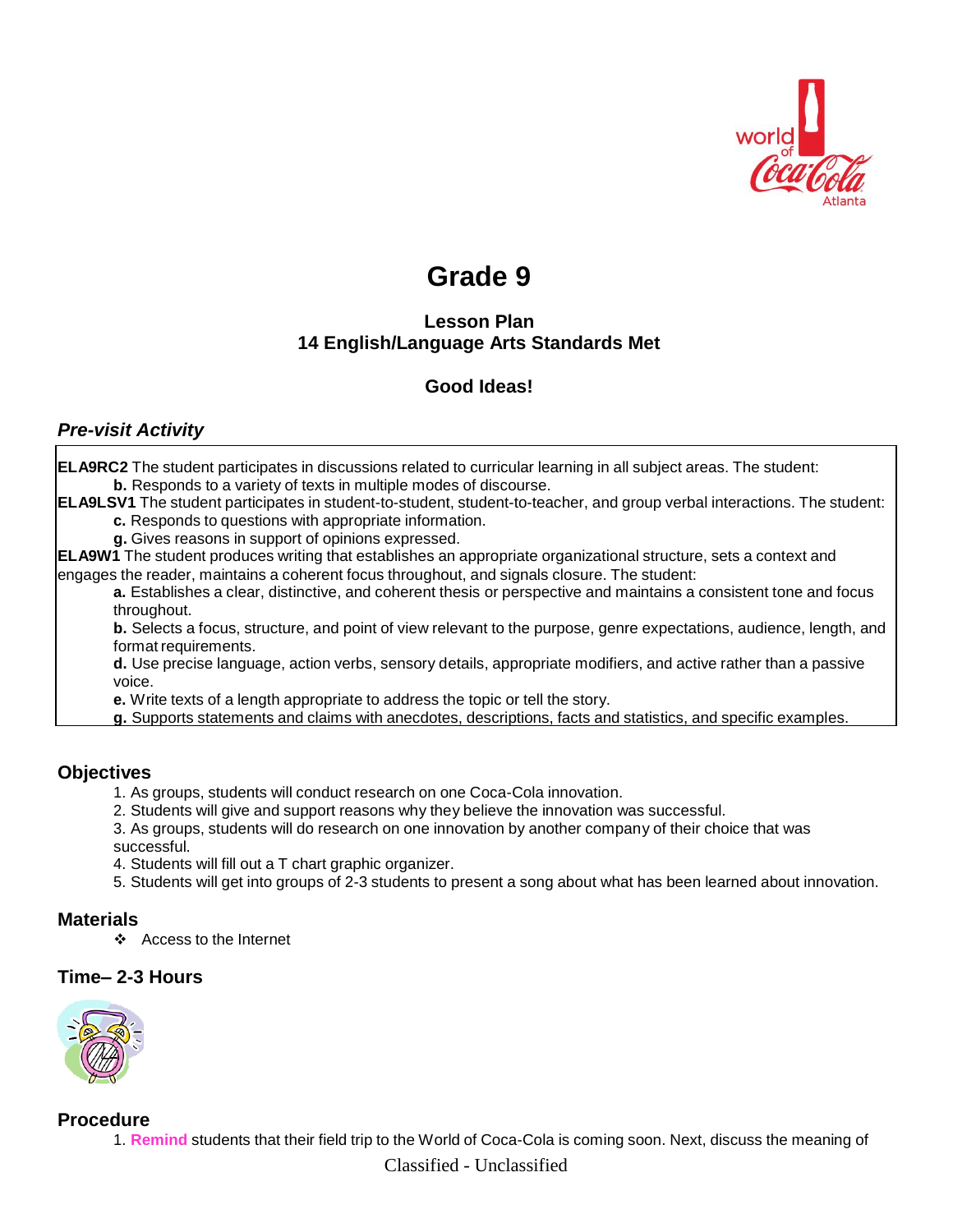# Grade 9

### Lesson Plan
### 14 English/Language Arts Standards Met

### Good Ideas!

## *Pre-visit Activity*

**ELA9RC2** The student participates in discussions related to curricular learning in all subject areas. The student:
- **b.** Responds to a variety of texts in multiple modes of discourse.

**ELA9LSV1** The student participates in student-to-student, student-to-teacher, and group verbal interactions. The student:
- **c.** Responds to questions with appropriate information.
- **g.** Gives reasons in support of opinions expressed.

**ELA9W1** The student produces writing that establishes an appropriate organizational structure, sets a context and engages the reader, maintains a coherent focus throughout, and signals closure. The student:
- **a.** Establishes a clear, distinctive, and coherent thesis or perspective and maintains a consistent tone and focus throughout.
- **b.** Selects a focus, structure, and point of view relevant to the purpose, genre expectations, audience, length, and format requirements.
- **d.** Use precise language, action verbs, sensory details, appropriate modifiers, and active rather than a passive voice.
- **e.** Write texts of a length appropriate to address the topic or tell the story.
- **g.** Supports statements and claims with anecdotes, descriptions, facts and statistics, and specific examples.

## Objectives

1. As groups, students will conduct research on one Coca-Cola innovation.
2. Students will give and support reasons why they believe the innovation was successful.
3. As groups, students will do research on one innovation by another company of their choice that was successful.
4. Students will fill out a T chart graphic organizer.
5. Students will get into groups of 2-3 students to present a song about what has been learned about innovation.

## Materials

- Access to the Internet

## Time– 2-3 Hours

## Procedure

1. **Remind** students that their field trip to the World of Coca-Cola is coming soon. Next, discuss the meaning of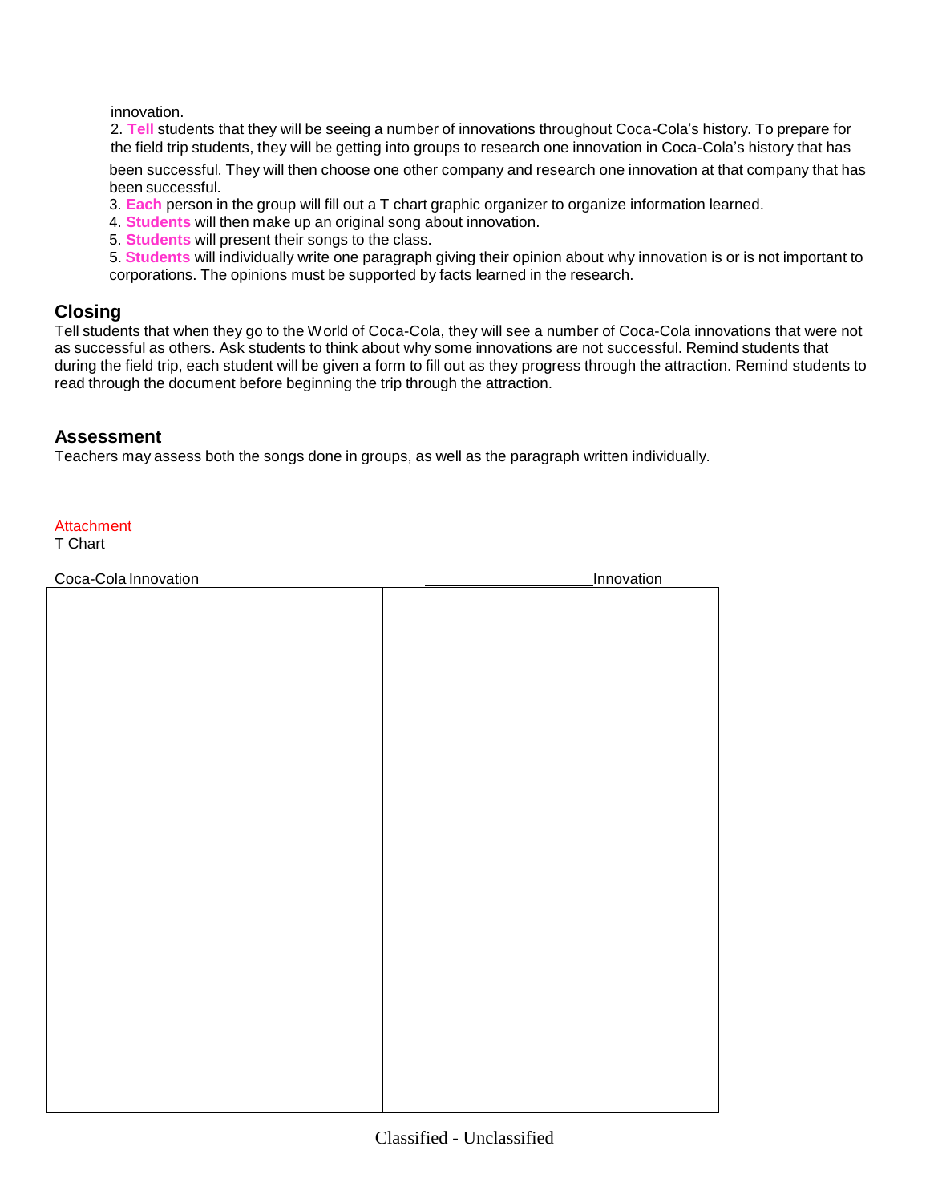innovation.

2. **Tell** students that they will be seeing a number of innovations throughout Coca-Cola's history. To prepare for the field trip students, they will be getting into groups to research one innovation in Coca-Cola's history that has been successful. They will then choose one other company and research one innovation at that company that has been successful.

3. **Each** person in the group will fill out a T chart graphic organizer to organize information learned.

4. **Students** will then make up an original song about innovation.

5. **Students** will present their songs to the class.

5. **Students** will individually write one paragraph giving their opinion about why innovation is or is not important to corporations. The opinions must be supported by facts learned in the research.

## Closing

Tell students that when they go to the World of Coca-Cola, they will see a number of Coca-Cola innovations that were not as successful as others. Ask students to think about why some innovations are not successful. Remind students that during the field trip, each student will be given a form to fill out as they progress through the attraction. Remind students to read through the document before beginning the trip through the attraction.

## Assessment

Teachers may assess both the songs done in groups, as well as the paragraph written individually.

Attachment

T Chart

| Coca-Cola Innovation | ____________________Innovation |
| --- | --- |
| | |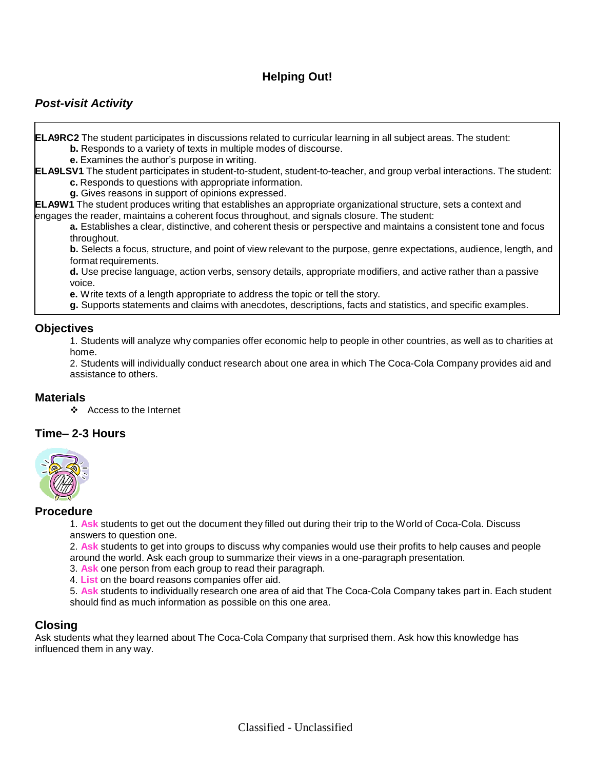# Helping Out!

## *Post-visit Activity*

**ELA9RC2** The student participates in discussions related to curricular learning in all subject areas. The student:

- **b.** Responds to a variety of texts in multiple modes of discourse.
- **e.** Examines the author's purpose in writing.

**ELA9LSV1** The student participates in student-to-student, student-to-teacher, and group verbal interactions. The student:

- **c.** Responds to questions with appropriate information.
- **g.** Gives reasons in support of opinions expressed.

**ELA9W1** The student produces writing that establishes an appropriate organizational structure, sets a context and engages the reader, maintains a coherent focus throughout, and signals closure. The student:

- **a.** Establishes a clear, distinctive, and coherent thesis or perspective and maintains a consistent tone and focus throughout.
- **b.** Selects a focus, structure, and point of view relevant to the purpose, genre expectations, audience, length, and format requirements.
- **d.** Use precise language, action verbs, sensory details, appropriate modifiers, and active rather than a passive voice.
- **e.** Write texts of a length appropriate to address the topic or tell the story.
- **g.** Supports statements and claims with anecdotes, descriptions, facts and statistics, and specific examples.

## Objectives

1. Students will analyze why companies offer economic help to people in other countries, as well as to charities at home.
2. Students will individually conduct research about one area in which The Coca-Cola Company provides aid and assistance to others.

## Materials

- Access to the Internet

## Time– 2-3 Hours

## Procedure

1. **Ask** students to get out the document they filled out during their trip to the World of Coca-Cola. Discuss answers to question one.
2. **Ask** students to get into groups to discuss why companies would use their profits to help causes and people around the world. Ask each group to summarize their views in a one-paragraph presentation.
3. **Ask** one person from each group to read their paragraph.
4. **List** on the board reasons companies offer aid.
5. **Ask** students to individually research one area of aid that The Coca-Cola Company takes part in. Each student should find as much information as possible on this one area.

## Closing

Ask students what they learned about The Coca-Cola Company that surprised them. Ask how this knowledge has influenced them in any way.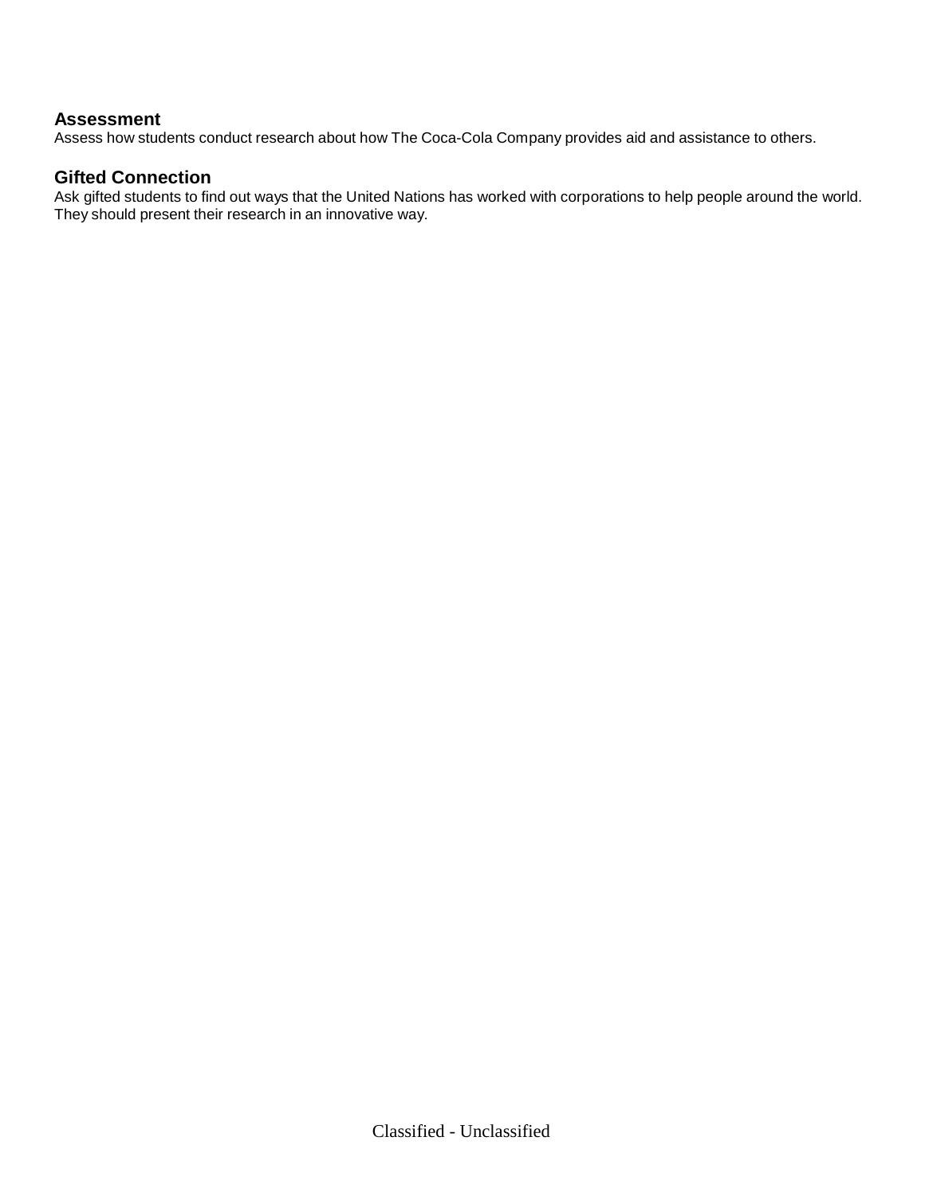### Assessment

Assess how students conduct research about how The Coca-Cola Company provides aid and assistance to others.

### Gifted Connection

Ask gifted students to find out ways that the United Nations has worked with corporations to help people around the world. They should present their research in an innovative way.